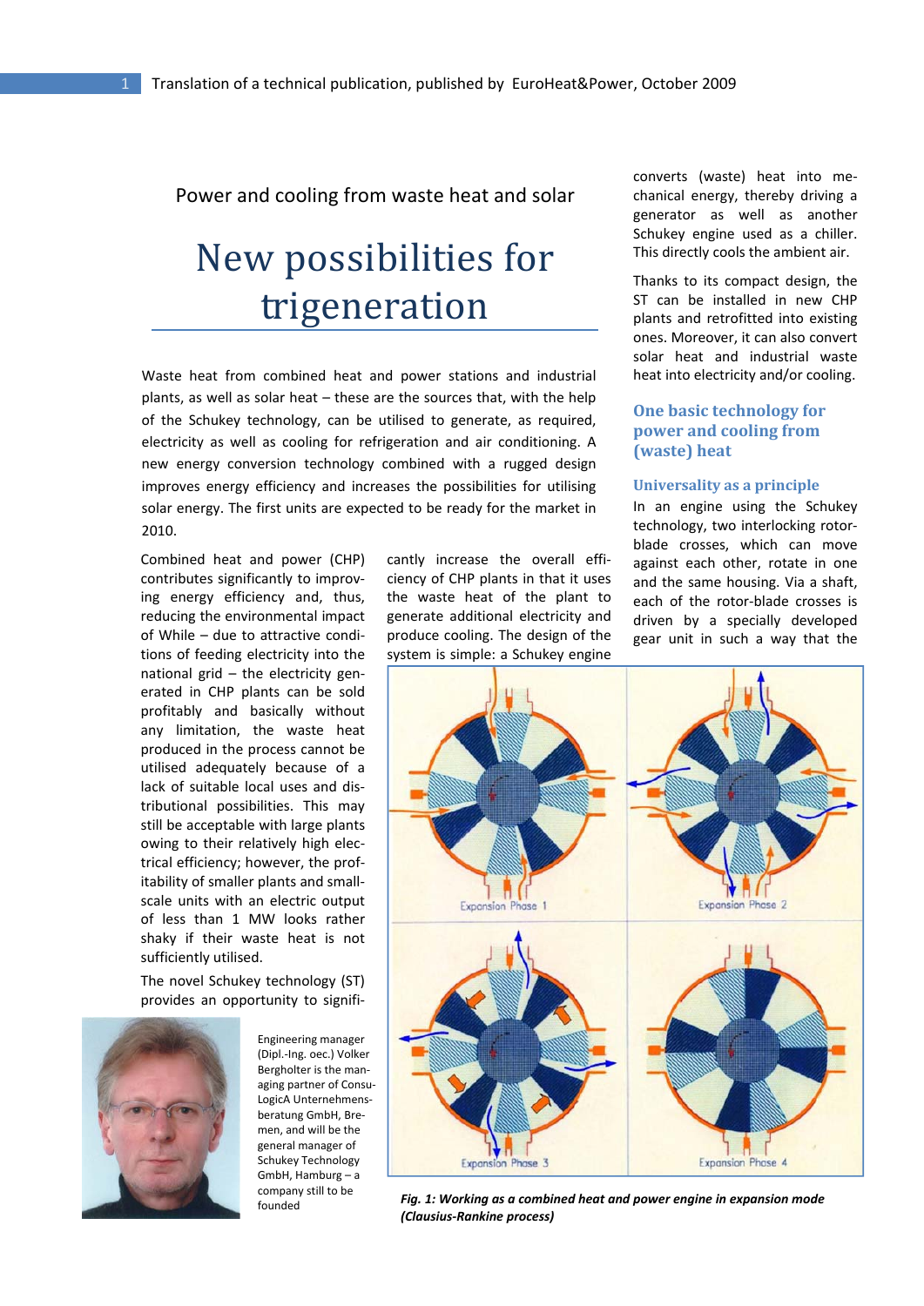Power and cooling from waste heat and solar

# New possibilities for trigeneration

Waste heat from combined heat and power stations and industrial plants, as well as solar heat – these are the sources that, with the help of the Schukey technology, can be utilised to generate, as required, electricity as well as cooling for refrigeration and air conditioning. A new energy conversion technology combined with a rugged design improves energy efficiency and increases the possibilities for utilising solar energy. The first units are expected to be ready for the market in 2010.

Combined heat and power (CHP) contributes significantly to improving energy efficiency and, thus, reducing the environmental impact of While – due to attractive conditions of feeding electricity into the national grid – the electricity generated in CHP plants can be sold profitably and basically without any limitation, the waste heat produced in the process cannot be utilised adequately because of a lack of suitable local uses and distributional possibilities. This may still be acceptable with large plants owing to their relatively high electrical efficiency; however, the profitability of smaller plants and small-scale units with an electric output of less than 1 MW looks rather shaky if their waste heat is not sufficiently utilised.

The novel Schukey technology (ST) provides an opportunity to significantly increase the overall efficiency of CHP plants in that it uses the waste heat of the plant to generate additional electricity and produce cooling. The design of the system is simple: a Schukey engine converts (waste) heat into mechanical energy, thereby driving a generator as well as another Schukey engine used as a chiller. This directly cools the ambient air.

Engineering manager (Dipl.-Ing. oec.) Volker Bergholter is the managing partner of ConsuLogicA Unternehmensberatung GmbH, Bremen, and will be the general manager of Schukey Technology GmbH, Hamburg – a company still to be founded

Thanks to its compact design, the ST can be installed in new CHP plants and retrofitted into existing ones. Moreover, it can also convert solar heat and industrial waste heat into electricity and/or cooling.

## One basic technology for power and cooling from (waste) heat

### Universality as a principle

In an engine using the Schukey technology, two interlocking rotor-blade crosses, which can move against each other, rotate in one and the same housing. Via a shaft, each of the rotor-blade crosses is driven by a specially developed gear unit in such a way that the

Expansion Phase 1

Expansion Phase 2

Expansion Phase 3

Expansion Phase 4

*Fig. 1: Working as a combined heat and power engine in expansion mode (Clausius-Rankine process)*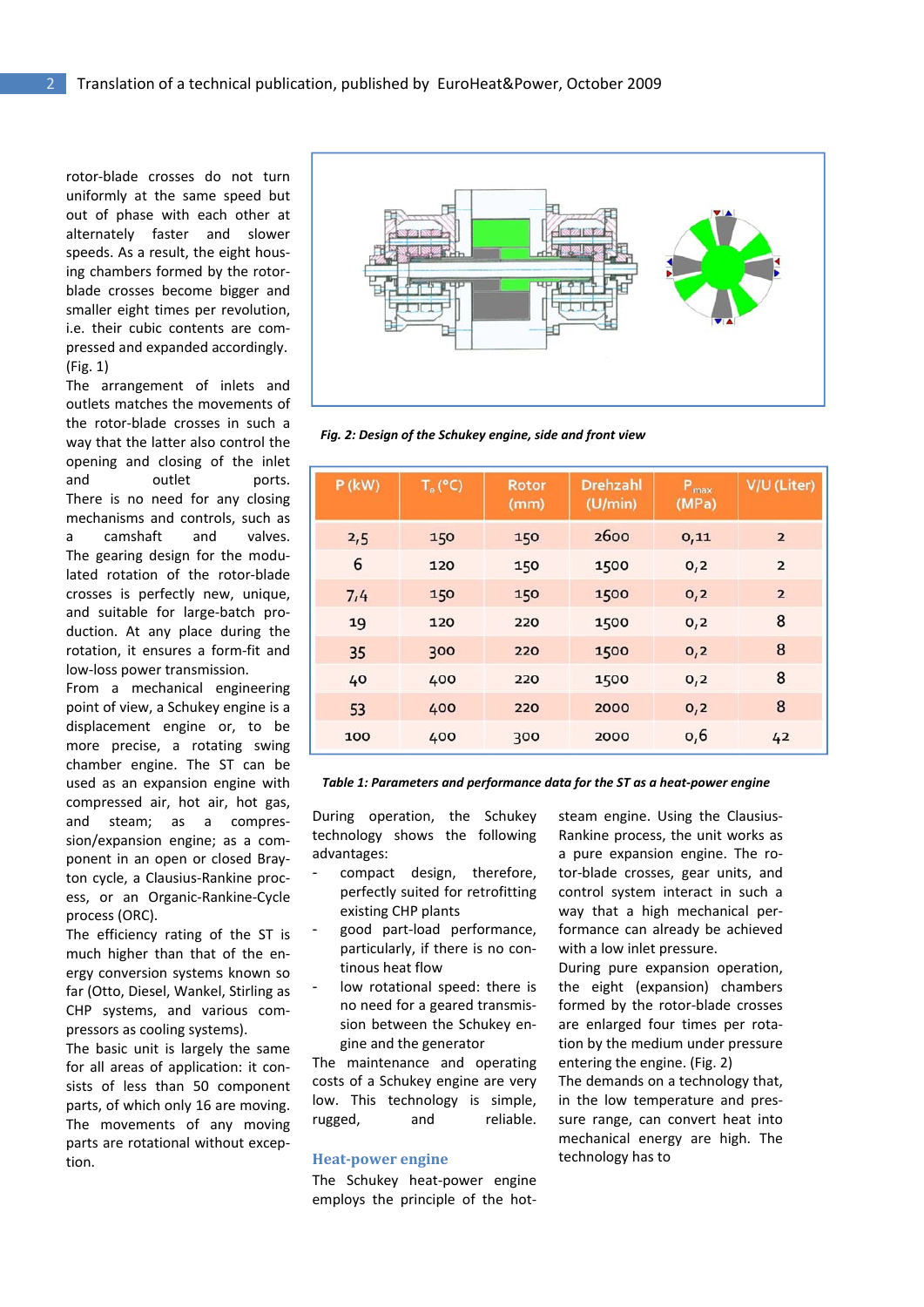rotor-blade crosses do not turn uniformly at the same speed but out of phase with each other at alternately faster and slower speeds. As a result, the eight housing chambers formed by the rotor-blade crosses become bigger and smaller eight times per revolution, i.e. their cubic contents are compressed and expanded accordingly. (Fig. 1)

The arrangement of inlets and outlets matches the movements of the rotor-blade crosses in such a way that the latter also control the opening and closing of the inlet and outlet ports. There is no need for any closing mechanisms and controls, such as a camshaft and valves.

The gearing design for the modulated rotation of the rotor-blade crosses is perfectly new, unique, and suitable for large-batch production. At any place during the rotation, it ensures a form-fit and low-loss power transmission.

From a mechanical engineering point of view, a Schukey engine is a displacement engine or, to be more precise, a rotating swing chamber engine. The ST can be used as an expansion engine with compressed air, hot air, hot gas, and steam; as a compression/expansion engine; as a component in an open or closed Brayton cycle, a Clausius-Rankine process, or an Organic-Rankine-Cycle process (ORC).

The efficiency rating of the ST is much higher than that of the energy conversion systems known so far (Otto, Diesel, Wankel, Stirling as CHP systems, and various compressors as cooling systems).

The basic unit is largely the same for all areas of application: it consists of less than 50 component parts, of which only 16 are moving. The movements of any moving parts are rotational without exception.

*Fig. 2: Design of the Schukey engine, side and front view*

| P (kW) | $T_e$ (°C) | Rotor (mm) | Drehzahl (U/min) | $P_{max}$ (MPa) | V/U (Liter) |
|---|---|---|---|---|---|
| 2,5 | 150 | 150 | 2600 | 0,11 | 2 |
| 6 | 120 | 150 | 1500 | 0,2 | 2 |
| 7,4 | 150 | 150 | 1500 | 0,2 | 2 |
| 19 | 120 | 220 | 1500 | 0,2 | 8 |
| 35 | 300 | 220 | 1500 | 0,2 | 8 |
| 40 | 400 | 220 | 1500 | 0,2 | 8 |
| 53 | 400 | 220 | 2000 | 0,2 | 8 |
| 100 | 400 | 300 | 2000 | 0,6 | 42 |

*Table 1: Parameters and performance data for the ST as a heat-power engine*

During operation, the Schukey technology shows the following advantages:

- compact design, therefore, perfectly suited for retrofitting existing CHP plants
- good part-load performance, particularly, if there is no continuous heat flow
- low rotational speed: there is no need for a geared transmission between the Schukey engine and the generator

The maintenance and operating costs of a Schukey engine are very low. This technology is simple, rugged, and reliable.

## Heat-power engine

The Schukey heat-power engine employs the principle of the hot-steam engine. Using the Clausius-Rankine process, the unit works as a pure expansion engine. The rotor-blade crosses, gear units, and control system interact in such a way that a high mechanical performance can already be achieved with a low inlet pressure.

During pure expansion operation, the eight (expansion) chambers formed by the rotor-blade crosses are enlarged four times per rotation by the medium under pressure entering the engine. (Fig. 2)

The demands on a technology that, in the low temperature and pressure range, can convert heat into mechanical energy are high. The technology has to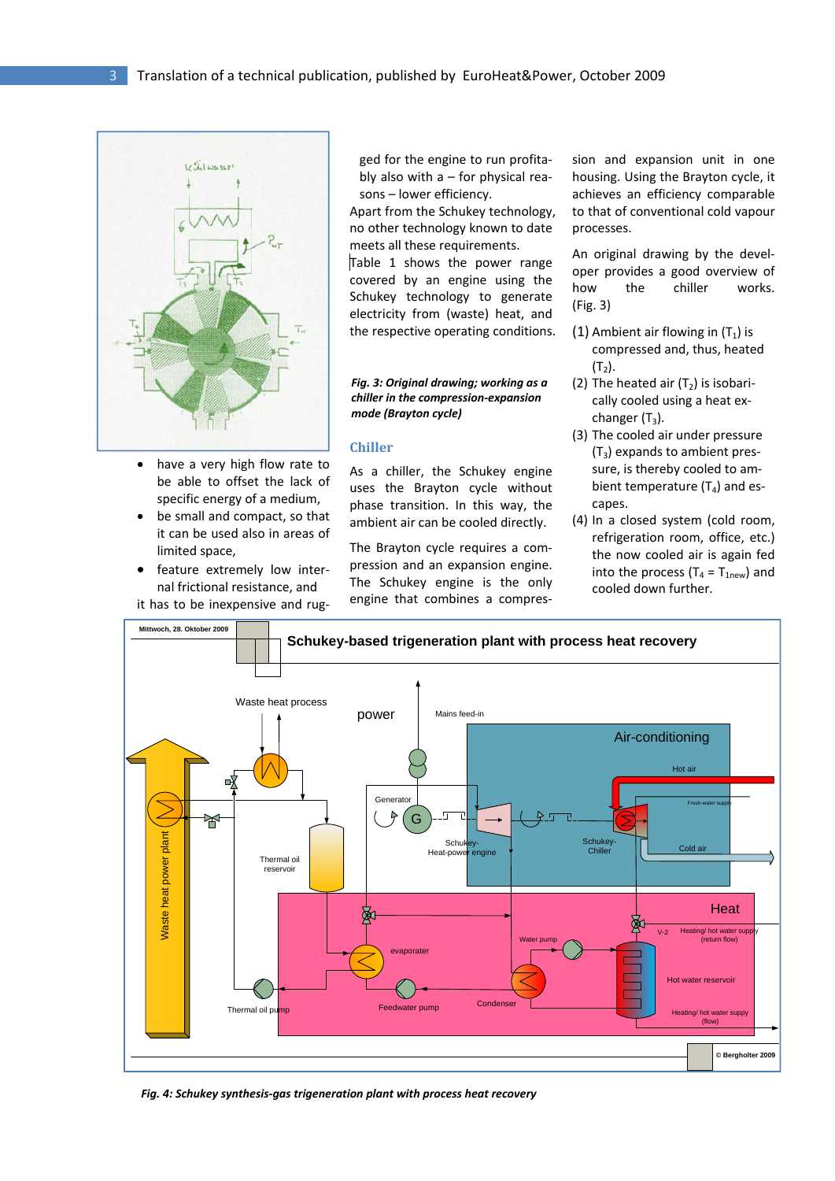- have a very high flow rate to be able to offset the lack of specific energy of a medium,
- be small and compact, so that it can be used also in areas of limited space,
- feature extremely low internal frictional resistance, and

it has to be inexpensive and rugged for the engine to run profitably also with a – for physical reasons – lower efficiency.

Apart from the Schukey technology, no other technology known to date meets all these requirements.

Table 1 shows the power range covered by an engine using the Schukey technology to generate electricity from (waste) heat, and the respective operating conditions.

***Fig. 3: Original drawing; working as a chiller in the compression-expansion mode (Brayton cycle)***

## Chiller

As a chiller, the Schukey engine uses the Brayton cycle without phase transition. In this way, the ambient air can be cooled directly.

The Brayton cycle requires a compression and an expansion engine. The Schukey engine is the only engine that combines a compression and expansion unit in one housing. Using the Brayton cycle, it achieves an efficiency comparable to that of conventional cold vapour processes.

An original drawing by the developer provides a good overview of how the chiller works. (Fig. 3)

(1) Ambient air flowing in ($T_1$) is compressed and, thus, heated ($T_2$).
(2) The heated air ($T_2$) is isobarically cooled using a heat exchanger ($T_3$).
(3) The cooled air under pressure ($T_3$) expands to ambient pressure, is thereby cooled to ambient temperature ($T_4$) and escapes.
(4) In a closed system (cold room, refrigeration room, office, etc.) the now cooled air is again fed into the process ($T_4 = T_{1new}$) and cooled down further.

***Fig. 4: Schukey synthesis-gas trigeneration plant with process heat recovery***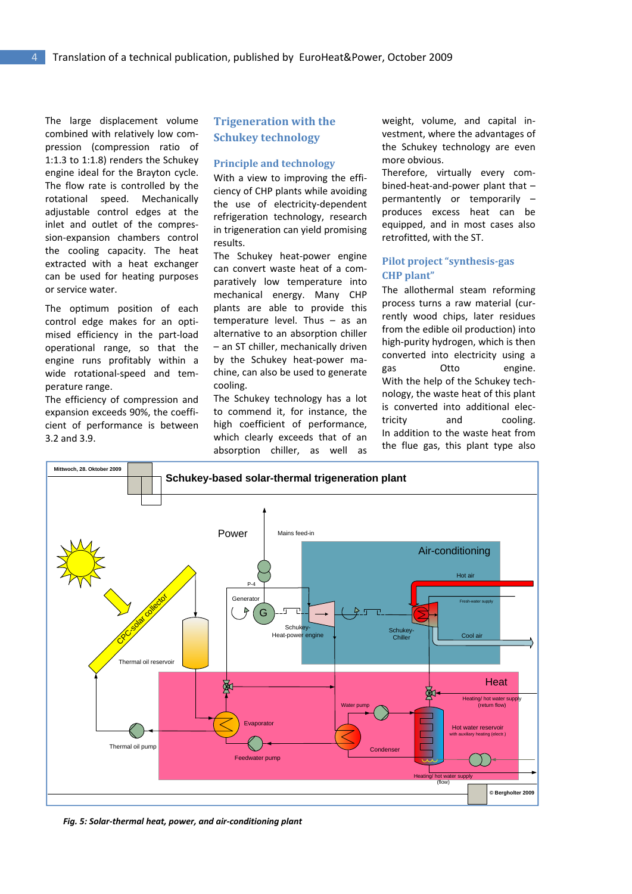The large displacement volume combined with relatively low compression (compression ratio of 1:1.3 to 1:1.8) renders the Schukey engine ideal for the Brayton cycle. The flow rate is controlled by the rotational speed. Mechanically adjustable control edges at the inlet and outlet of the compression-expansion chambers control the cooling capacity. The heat extracted with a heat exchanger can be used for heating purposes or service water.

The optimum position of each control edge makes for an optimised efficiency in the part-load operational range, so that the engine runs profitably within a wide rotational-speed and temperature range.

The efficiency of compression and expansion exceeds 90%, the coefficient of performance is between 3.2 and 3.9.

## Trigeneration with the Schukey technology

### Principle and technology

With a view to improving the efficiency of CHP plants while avoiding the use of electricity-dependent refrigeration technology, research in trigeneration can yield promising results.

The Schukey heat-power engine can convert waste heat of a comparatively low temperature into mechanical energy. Many CHP plants are able to provide this temperature level. Thus – as an alternative to an absorption chiller – an ST chiller, mechanically driven by the Schukey heat-power machine, can also be used to generate cooling.

The Schukey technology has a lot to commend it, for instance, the high coefficient of performance, which clearly exceeds that of an absorption chiller, as well as weight, volume, and capital investment, where the advantages of the Schukey technology are even more obvious.

Therefore, virtually every combined-heat-and-power plant that – permanently or temporarily – produces excess heat can be equipped, and in most cases also retrofitted, with the ST.

### Pilot project "synthesis-gas CHP plant"

The allothermal steam reforming process turns a raw material (currently wood chips, later residues from the edible oil production) into high-purity hydrogen, which is then converted into electricity using a gas Otto engine. With the help of the Schukey technology, the waste heat of this plant is converted into additional electricity and cooling.

In addition to the waste heat from the flue gas, this plant type also

*Fig. 5: Solar-thermal heat, power, and air-conditioning plant*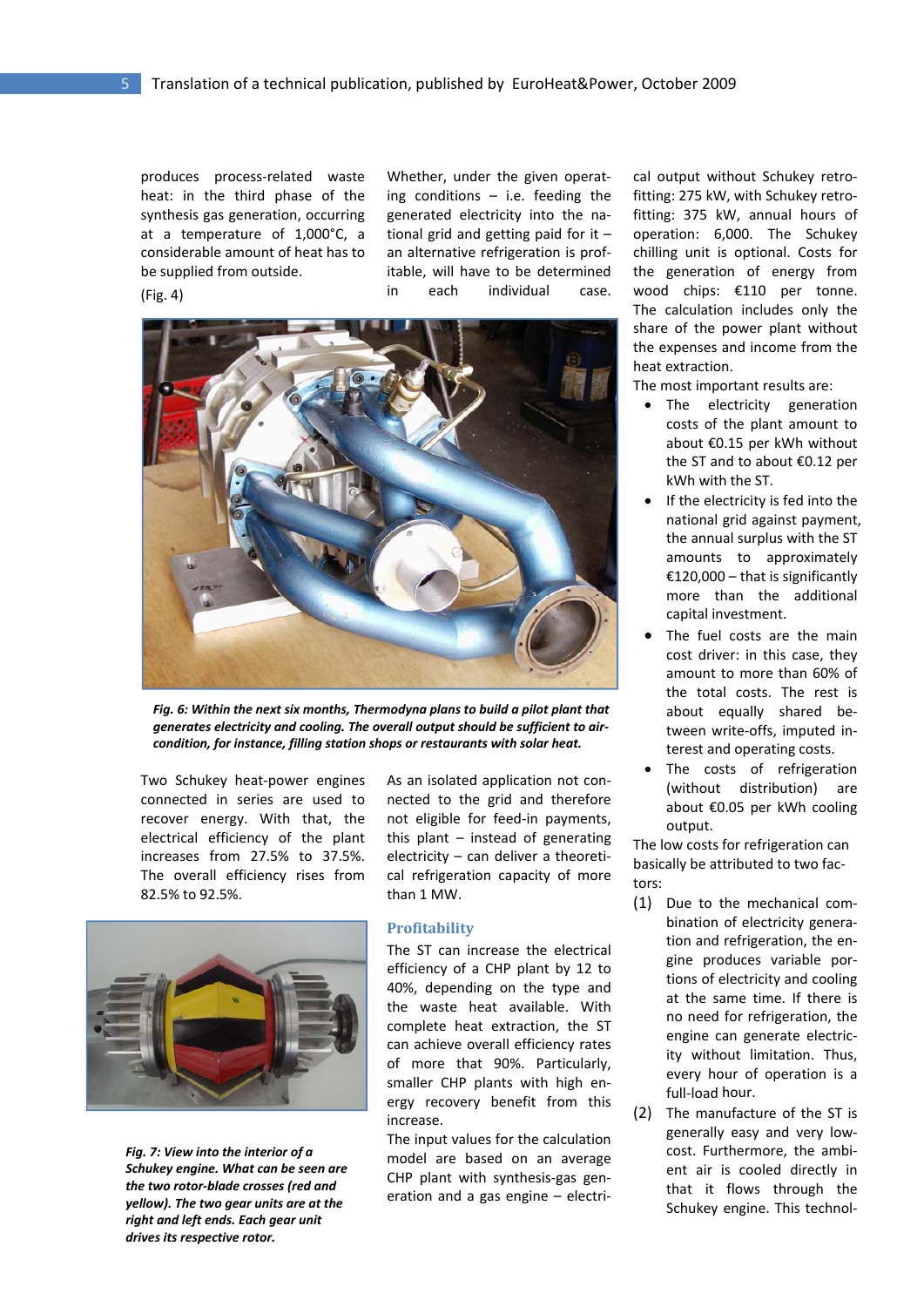produces process-related waste heat: in the third phase of the synthesis gas generation, occurring at a temperature of 1,000°C, a considerable amount of heat has to be supplied from outside.

(Fig. 4)

Whether, under the given operating conditions – i.e. feeding the generated electricity into the national grid and getting paid for it – an alternative refrigeration is profitable, will have to be determined in each individual case.

*Fig. 6: Within the next six months, Thermodyna plans to build a pilot plant that generates electricity and cooling. The overall output should be sufficient to air-condition, for instance, filling station shops or restaurants with solar heat.*

Two Schukey heat-power engines connected in series are used to recover energy. With that, the electrical efficiency of the plant increases from 27.5% to 37.5%. The overall efficiency rises from 82.5% to 92.5%.

*Fig. 7: View into the interior of a Schukey engine. What can be seen are the two rotor-blade crosses (red and yellow). The two gear units are at the right and left ends. Each gear unit drives its respective rotor.*

As an isolated application not connected to the grid and therefore not eligible for feed-in payments, this plant – instead of generating electricity – can deliver a theoretical refrigeration capacity of more than 1 MW.

## Profitability

The ST can increase the electrical efficiency of a CHP plant by 12 to 40%, depending on the type and the waste heat available. With complete heat extraction, the ST can achieve overall efficiency rates of more that 90%. Particularly, smaller CHP plants with high energy recovery benefit from this increase.

The input values for the calculation model are based on an average CHP plant with synthesis-gas generation and a gas engine – electrical output without Schukey retrofitting: 275 kW, with Schukey retrofitting: 375 kW, annual hours of operation: 6,000. The Schukey chilling unit is optional. Costs for the generation of energy from wood chips: €110 per tonne. The calculation includes only the share of the power plant without the expenses and income from the heat extraction.

The most important results are:

- The electricity generation costs of the plant amount to about €0.15 per kWh without the ST and to about €0.12 per kWh with the ST.
- If the electricity is fed into the national grid against payment, the annual surplus with the ST amounts to approximately €120,000 – that is significantly more than the additional capital investment.
- The fuel costs are the main cost driver: in this case, they amount to more than 60% of the total costs. The rest is about equally shared between write-offs, imputed interest and operating costs.
- The costs of refrigeration (without distribution) are about €0.05 per kWh cooling output.

The low costs for refrigeration can basically be attributed to two factors:

(1) Due to the mechanical combination of electricity generation and refrigeration, the engine produces variable portions of electricity and cooling at the same time. If there is no need for refrigeration, the engine can generate electricity without limitation. Thus, every hour of operation is a full-load hour.

(2) The manufacture of the ST is generally easy and very low-cost. Furthermore, the ambient air is cooled directly in that it flows through the Schukey engine. This technol-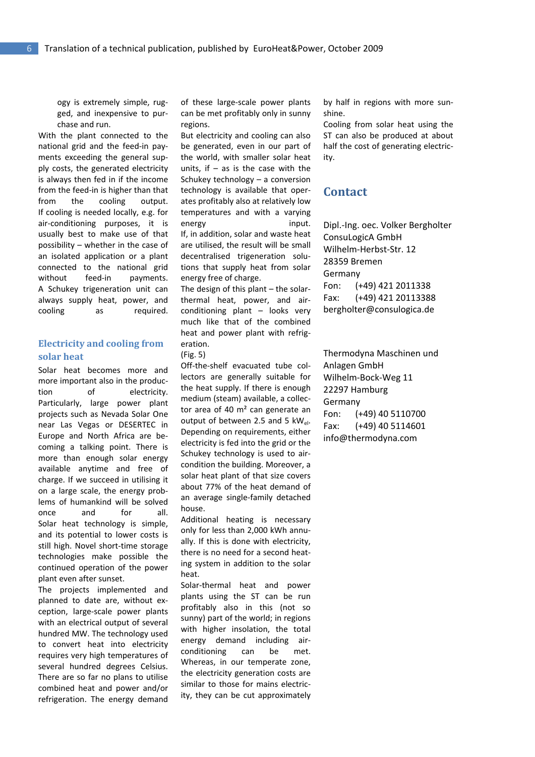ogy is extremely simple, rugged, and inexpensive to purchase and run.

With the plant connected to the national grid and the feed-in payments exceeding the general supply costs, the generated electricity is always then fed in if the income from the feed-in is higher than that from the cooling output.
If cooling is needed locally, e.g. for air-conditioning purposes, it is usually best to make use of that possibility – whether in the case of an isolated application or a plant connected to the national grid without feed-in payments.
A Schukey trigeneration unit can always supply heat, power, and cooling as required.

## Electricity and cooling from solar heat

Solar heat becomes more and more important also in the production of electricity. Particularly, large power plant projects such as Nevada Solar One near Las Vegas or DESERTEC in Europe and North Africa are becoming a talking point. There is more than enough solar energy available anytime and free of charge. If we succeed in utilising it on a large scale, the energy problems of humankind will be solved once and for all.
Solar heat technology is simple, and its potential to lower costs is still high. Novel short-time storage technologies make possible the continued operation of the power plant even after sunset.
The projects implemented and planned to date are, without exception, large-scale power plants with an electrical output of several hundred MW. The technology used to convert heat into electricity requires very high temperatures of several hundred degrees Celsius. There are so far no plans to utilise combined heat and power and/or refrigeration. The energy demand of these large-scale power plants can be met profitably only in sunny regions.
But electricity and cooling can also be generated, even in our part of the world, with smaller solar heat units, if – as is the case with the Schukey technology – a conversion technology is available that operates profitably also at relatively low temperatures and with a varying energy input.
If, in addition, solar and waste heat are utilised, the result will be small decentralised trigeneration solutions that supply heat from solar energy free of charge.
The design of this plant – the solar-thermal heat, power, and air-conditioning plant – looks very much like that of the combined heat and power plant with refrigeration.
(Fig. 5)
Off-the-shelf evacuated tube collectors are generally suitable for the heat supply. If there is enough medium (steam) available, a collector area of 40 m² can generate an output of between 2.5 and 5 $kW_{el}$. Depending on requirements, either electricity is fed into the grid or the Schukey technology is used to air-condition the building. Moreover, a solar heat plant of that size covers about 77% of the heat demand of an average single-family detached house.
Additional heating is necessary only for less than 2,000 kWh annually. If this is done with electricity, there is no need for a second heating system in addition to the solar heat.
Solar-thermal heat and power plants using the ST can be run profitably also in this (not so sunny) part of the world; in regions with higher insolation, the total energy demand including air-conditioning can be met. Whereas, in our temperate zone, the electricity generation costs are similar to those for mains electricity, they can be cut approximately by half in regions with more sunshine.
Cooling from solar heat using the ST can also be produced at about half the cost of generating electricity.

## Contact

Dipl.-Ing. oec. Volker Bergholter
ConsuLogicA GmbH
Wilhelm-Herbst-Str. 12
28359 Bremen
Germany
Fon: (+49) 421 2011338
Fax: (+49) 421 20113388
bergholter@consulogica.de

Thermodyna Maschinen und Anlagen GmbH
Wilhelm-Bock-Weg 11
22297 Hamburg
Germany
Fon: (+49) 40 5110700
Fax: (+49) 40 5114601
info@thermodyna.com